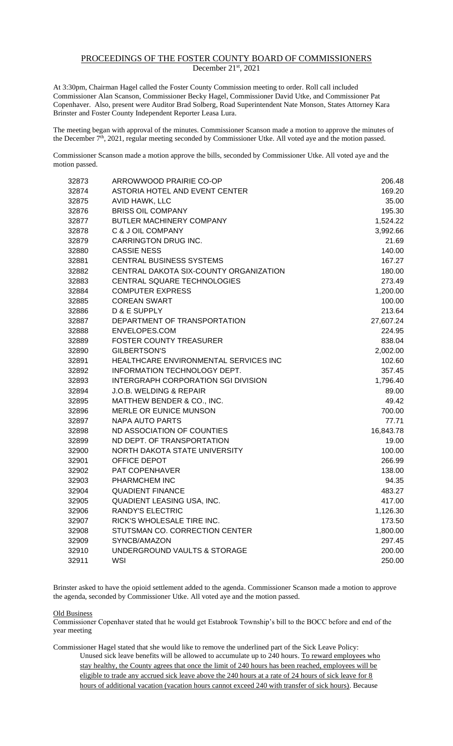# PROCEEDINGS OF THE FOSTER COUNTY BOARD OF COMMISSIONERS

December 21st, 2021

At 3:30pm, Chairman Hagel called the Foster County Commission meeting to order. Roll call included Commissioner Alan Scanson, Commissioner Becky Hagel, Commissioner David Utke, and Commissioner Pat Copenhaver. Also, present were Auditor Brad Solberg, Road Superintendent Nate Monson, States Attorney Kara Brinster and Foster County Independent Reporter Leasa Lura.

The meeting began with approval of the minutes. Commissioner Scanson made a motion to approve the minutes of the December 7th, 2021, regular meeting seconded by Commissioner Utke. All voted aye and the motion passed.

Commissioner Scanson made a motion approve the bills, seconded by Commissioner Utke. All voted aye and the motion passed.

| | | |
|---|---|---|
| 32873 | ARROWWOOD PRAIRIE CO-OP | 206.48 |
| 32874 | ASTORIA HOTEL AND EVENT CENTER | 169.20 |
| 32875 | AVID HAWK, LLC | 35.00 |
| 32876 | BRISS OIL COMPANY | 195.30 |
| 32877 | BUTLER MACHINERY COMPANY | 1,524.22 |
| 32878 | C & J OIL COMPANY | 3,992.66 |
| 32879 | CARRINGTON DRUG INC. | 21.69 |
| 32880 | CASSIE NESS | 140.00 |
| 32881 | CENTRAL BUSINESS SYSTEMS | 167.27 |
| 32882 | CENTRAL DAKOTA SIX-COUNTY ORGANIZATION | 180.00 |
| 32883 | CENTRAL SQUARE TECHNOLOGIES | 273.49 |
| 32884 | COMPUTER EXPRESS | 1,200.00 |
| 32885 | COREAN SWART | 100.00 |
| 32886 | D & E SUPPLY | 213.64 |
| 32887 | DEPARTMENT OF TRANSPORTATION | 27,607.24 |
| 32888 | ENVELOPES.COM | 224.95 |
| 32889 | FOSTER COUNTY TREASURER | 838.04 |
| 32890 | GILBERTSON'S | 2,002.00 |
| 32891 | HEALTHCARE ENVIRONMENTAL SERVICES INC | 102.60 |
| 32892 | INFORMATION TECHNOLOGY DEPT. | 357.45 |
| 32893 | INTERGRAPH CORPORATION SGI DIVISION | 1,796.40 |
| 32894 | J.O.B. WELDING & REPAIR | 89.00 |
| 32895 | MATTHEW BENDER & CO., INC. | 49.42 |
| 32896 | MERLE OR EUNICE MUNSON | 700.00 |
| 32897 | NAPA AUTO PARTS | 77.71 |
| 32898 | ND ASSOCIATION OF COUNTIES | 16,843.78 |
| 32899 | ND DEPT. OF TRANSPORTATION | 19.00 |
| 32900 | NORTH DAKOTA STATE UNIVERSITY | 100.00 |
| 32901 | OFFICE DEPOT | 266.99 |
| 32902 | PAT COPENHAVER | 138.00 |
| 32903 | PHARMCHEM INC | 94.35 |
| 32904 | QUADIENT FINANCE | 483.27 |
| 32905 | QUADIENT LEASING USA, INC. | 417.00 |
| 32906 | RANDY'S ELECTRIC | 1,126.30 |
| 32907 | RICK'S WHOLESALE TIRE INC. | 173.50 |
| 32908 | STUTSMAN CO. CORRECTION CENTER | 1,800.00 |
| 32909 | SYNCB/AMAZON | 297.45 |
| 32910 | UNDERGROUND VAULTS & STORAGE | 200.00 |
| 32911 | WSI | 250.00 |

Brinster asked to have the opioid settlement added to the agenda. Commissioner Scanson made a motion to approve the agenda, seconded by Commissioner Utke. All voted aye and the motion passed.

Old Business

Commissioner Copenhaver stated that he would get Estabrook Township's bill to the BOCC before and end of the year meeting

Commissioner Hagel stated that she would like to remove the underlined part of the Sick Leave Policy:

> Unused sick leave benefits will be allowed to accumulate up to 240 hours. <u>To reward employees who stay healthy, the County agrees that once the limit of 240 hours has been reached, employees will be eligible to trade any accrued sick leave above the 240 hours at a rate of 24 hours of sick leave for 8 hours of additional vacation (vacation hours cannot exceed 240 with transfer of sick hours)</u>. Because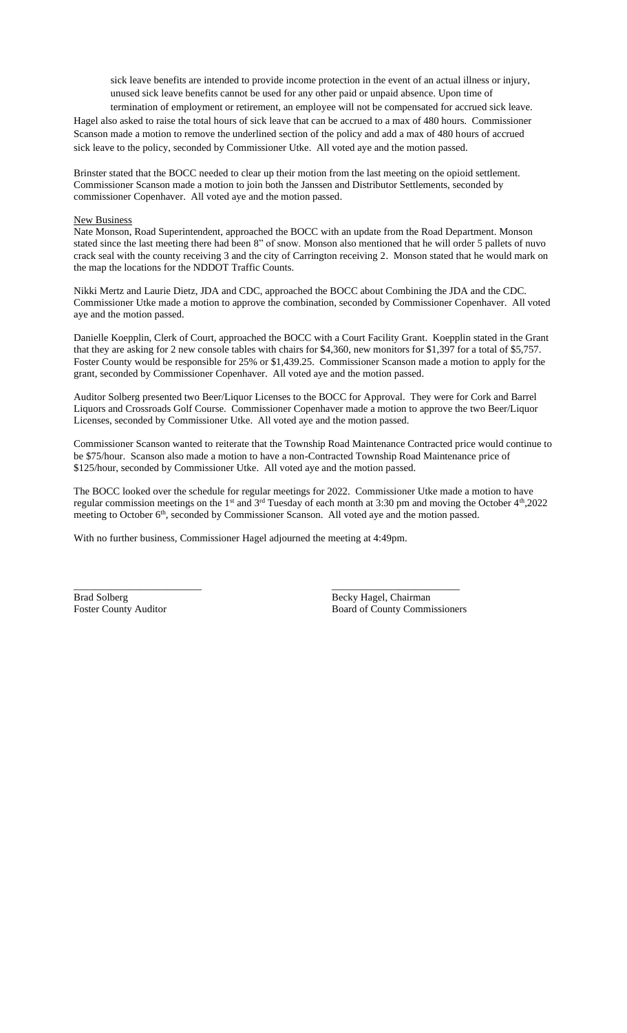sick leave benefits are intended to provide income protection in the event of an actual illness or injury, unused sick leave benefits cannot be used for any other paid or unpaid absence. Upon time of termination of employment or retirement, an employee will not be compensated for accrued sick leave.

Hagel also asked to raise the total hours of sick leave that can be accrued to a max of 480 hours. Commissioner Scanson made a motion to remove the underlined section of the policy and add a max of 480 hours of accrued sick leave to the policy, seconded by Commissioner Utke. All voted aye and the motion passed.

Brinster stated that the BOCC needed to clear up their motion from the last meeting on the opioid settlement. Commissioner Scanson made a motion to join both the Janssen and Distributor Settlements, seconded by commissioner Copenhaver. All voted aye and the motion passed.

New Business

Nate Monson, Road Superintendent, approached the BOCC with an update from the Road Department. Monson stated since the last meeting there had been 8" of snow. Monson also mentioned that he will order 5 pallets of nuvo crack seal with the county receiving 3 and the city of Carrington receiving 2. Monson stated that he would mark on the map the locations for the NDDOT Traffic Counts.

Nikki Mertz and Laurie Dietz, JDA and CDC, approached the BOCC about Combining the JDA and the CDC. Commissioner Utke made a motion to approve the combination, seconded by Commissioner Copenhaver. All voted aye and the motion passed.

Danielle Koepplin, Clerk of Court, approached the BOCC with a Court Facility Grant. Koepplin stated in the Grant that they are asking for 2 new console tables with chairs for $4,360, new monitors for $1,397 for a total of $5,757. Foster County would be responsible for 25% or $1,439.25. Commissioner Scanson made a motion to apply for the grant, seconded by Commissioner Copenhaver. All voted aye and the motion passed.

Auditor Solberg presented two Beer/Liquor Licenses to the BOCC for Approval. They were for Cork and Barrel Liquors and Crossroads Golf Course. Commissioner Copenhaver made a motion to approve the two Beer/Liquor Licenses, seconded by Commissioner Utke. All voted aye and the motion passed.

Commissioner Scanson wanted to reiterate that the Township Road Maintenance Contracted price would continue to be $75/hour. Scanson also made a motion to have a non-Contracted Township Road Maintenance price of $125/hour, seconded by Commissioner Utke. All voted aye and the motion passed.

The BOCC looked over the schedule for regular meetings for 2022. Commissioner Utke made a motion to have regular commission meetings on the 1st and 3rd Tuesday of each month at 3:30 pm and moving the October 4th,2022 meeting to October 6th, seconded by Commissioner Scanson. All voted aye and the motion passed.

With no further business, Commissioner Hagel adjourned the meeting at 4:49pm.

\_\_\_\_\_\_\_\_\_\_\_\_\_\_\_\_\_\_\_\_\_\_\_\_\_

Brad Solberg
Foster County Auditor

\_\_\_\_\_\_\_\_\_\_\_\_\_\_\_\_\_\_\_\_\_\_\_\_\_

Becky Hagel, Chairman
Board of County Commissioners